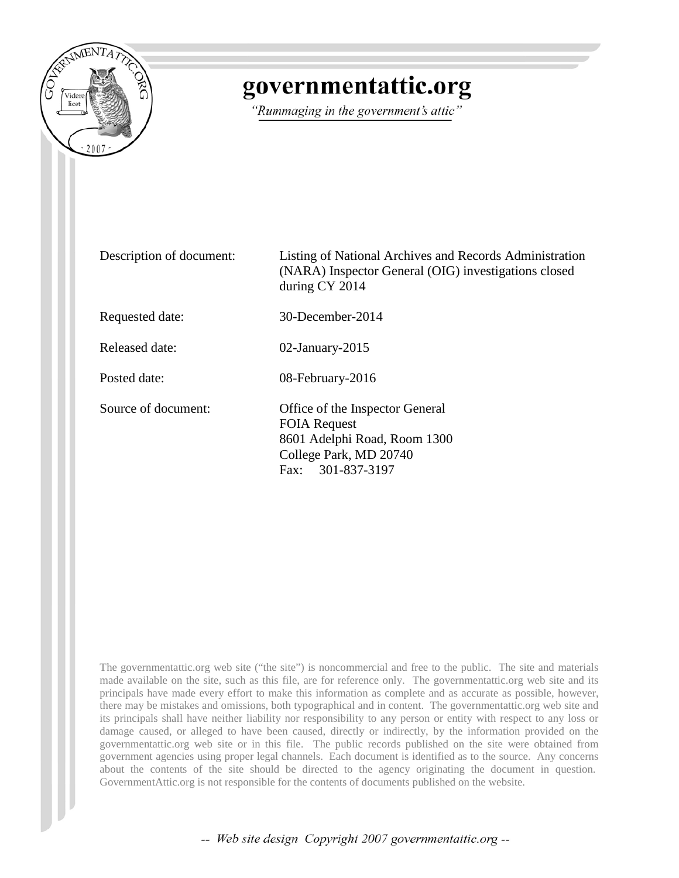# governmentattic.org

*"Rummaging in the government's attic"*

| | |
|---|---|
| Description of document: | Listing of National Archives and Records Administration (NARA) Inspector General (OIG) investigations closed during CY 2014 |
| Requested date: | 30-December-2014 |
| Released date: | 02-January-2015 |
| Posted date: | 08-February-2016 |
| Source of document: | Office of the Inspector General<br>FOIA Request<br>8601 Adelphi Road, Room 1300<br>College Park, MD 20740<br>Fax: 301-837-3197 |

The governmentattic.org web site ("the site") is noncommercial and free to the public. The site and materials made available on the site, such as this file, are for reference only. The governmentattic.org web site and its principals have made every effort to make this information as complete and as accurate as possible, however, there may be mistakes and omissions, both typographical and in content. The governmentattic.org web site and its principals shall have neither liability nor responsibility to any person or entity with respect to any loss or damage caused, or alleged to have been caused, directly or indirectly, by the information provided on the governmentattic.org web site or in this file. The public records published on the site were obtained from government agencies using proper legal channels. Each document is identified as to the source. Any concerns about the contents of the site should be directed to the agency originating the document in question. GovernmentAttic.org is not responsible for the contents of documents published on the website.

-- Web site design Copyright 2007 governmentattic.org --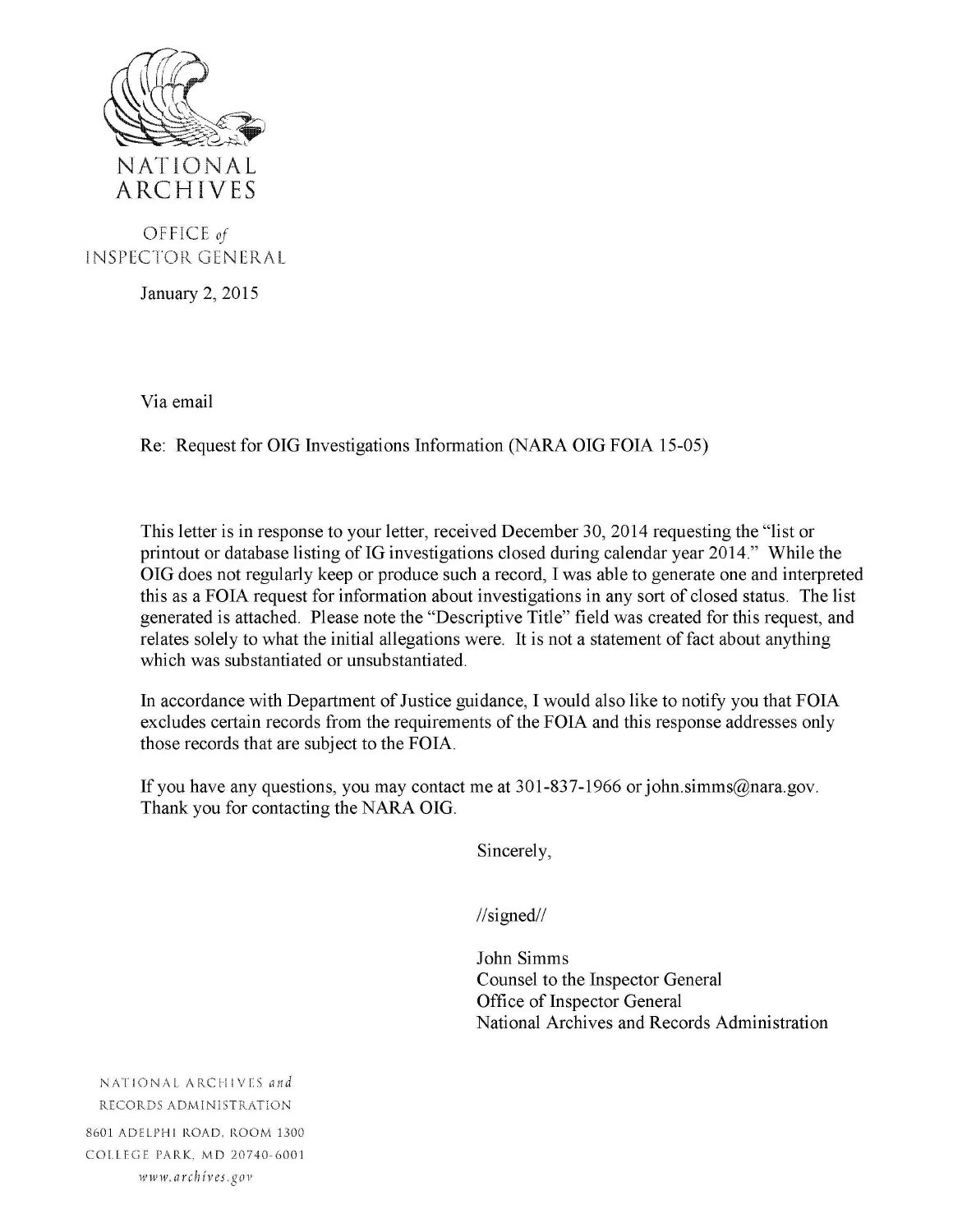NATIONAL ARCHIVES

OFFICE *of* INSPECTOR GENERAL

January 2, 2015

Via email

Re: Request for OIG Investigations Information (NARA OIG FOIA 15-05)

This letter is in response to your letter, received December 30, 2014 requesting the "list or printout or database listing of IG investigations closed during calendar year 2014." While the OIG does not regularly keep or produce such a record, I was able to generate one and interpreted this as a FOIA request for information about investigations in any sort of closed status. The list generated is attached. Please note the "Descriptive Title" field was created for this request, and relates solely to what the initial allegations were. It is not a statement of fact about anything which was substantiated or unsubstantiated.

In accordance with Department of Justice guidance, I would also like to notify you that FOIA excludes certain records from the requirements of the FOIA and this response addresses only those records that are subject to the FOIA.

If you have any questions, you may contact me at 301-837-1966 or john.simms@nara.gov. Thank you for contacting the NARA OIG.

Sincerely,

//signed//

John Simms
Counsel to the Inspector General
Office of Inspector General
National Archives and Records Administration

NATIONAL ARCHIVES *and* RECORDS ADMINISTRATION
8601 ADELPHI ROAD, ROOM 1300
COLLEGE PARK, MD 20740-6001
*www.archives.gov*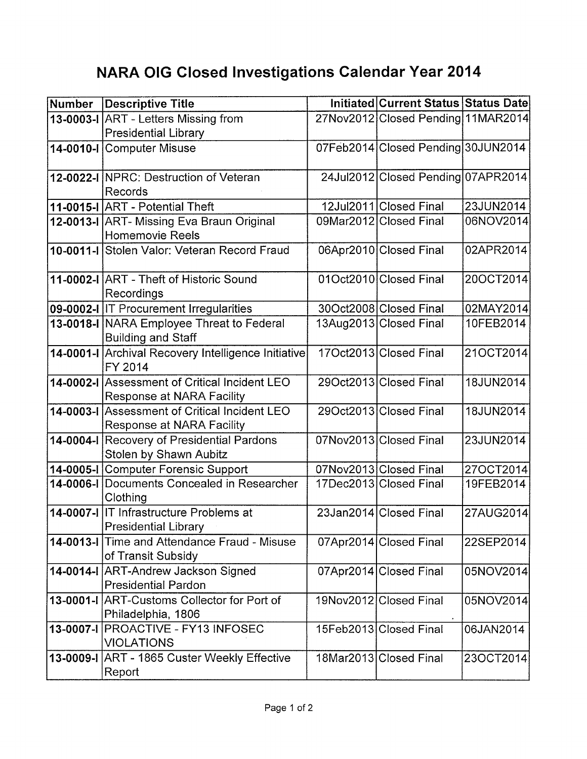# NARA OIG Closed Investigations Calendar Year 2014

| Number | Descriptive Title | Initiated | Current Status | Status Date |
|---|---|---|---|---|
| 13-0003-I | ART - Letters Missing from Presidential Library | 27Nov2012 | Closed Pending | 11MAR2014 |
| 14-0010-I | Computer Misuse | 07Feb2014 | Closed Pending | 30JUN2014 |
| 12-0022-I | NPRC: Destruction of Veteran Records | 24Jul2012 | Closed Pending | 07APR2014 |
| 11-0015-I | ART - Potential Theft | 12Jul2011 | Closed Final | 23JUN2014 |
| 12-0013-I | ART- Missing Eva Braun Original Homemovie Reels | 09Mar2012 | Closed Final | 06NOV2014 |
| 10-0011-I | Stolen Valor: Veteran Record Fraud | 06Apr2010 | Closed Final | 02APR2014 |
| 11-0002-I | ART - Theft of Historic Sound Recordings | 01Oct2010 | Closed Final | 20OCT2014 |
| 09-0002-I | IT Procurement Irregularities | 30Oct2008 | Closed Final | 02MAY2014 |
| 13-0018-I | NARA Employee Threat to Federal Building and Staff | 13Aug2013 | Closed Final | 10FEB2014 |
| 14-0001-I | Archival Recovery Intelligence Initiative FY 2014 | 17Oct2013 | Closed Final | 21OCT2014 |
| 14-0002-I | Assessment of Critical Incident LEO Response at NARA Facility | 29Oct2013 | Closed Final | 18JUN2014 |
| 14-0003-I | Assessment of Critical Incident LEO Response at NARA Facility | 29Oct2013 | Closed Final | 18JUN2014 |
| 14-0004-I | Recovery of Presidential Pardons Stolen by Shawn Aubitz | 07Nov2013 | Closed Final | 23JUN2014 |
| 14-0005-I | Computer Forensic Support | 07Nov2013 | Closed Final | 27OCT2014 |
| 14-0006-I | Documents Concealed in Researcher Clothing | 17Dec2013 | Closed Final | 19FEB2014 |
| 14-0007-I | IT Infrastructure Problems at Presidential Library | 23Jan2014 | Closed Final | 27AUG2014 |
| 14-0013-I | Time and Attendance Fraud - Misuse of Transit Subsidy | 07Apr2014 | Closed Final | 22SEP2014 |
| 14-0014-I | ART-Andrew Jackson Signed Presidential Pardon | 07Apr2014 | Closed Final | 05NOV2014 |
| 13-0001-I | ART-Customs Collector for Port of Philadelphia, 1806 | 19Nov2012 | Closed Final | 05NOV2014 |
| 13-0007-I | PROACTIVE - FY13 INFOSEC VIOLATIONS | 15Feb2013 | Closed Final | 06JAN2014 |
| 13-0009-I | ART - 1865 Custer Weekly Effective Report | 18Mar2013 | Closed Final | 23OCT2014 |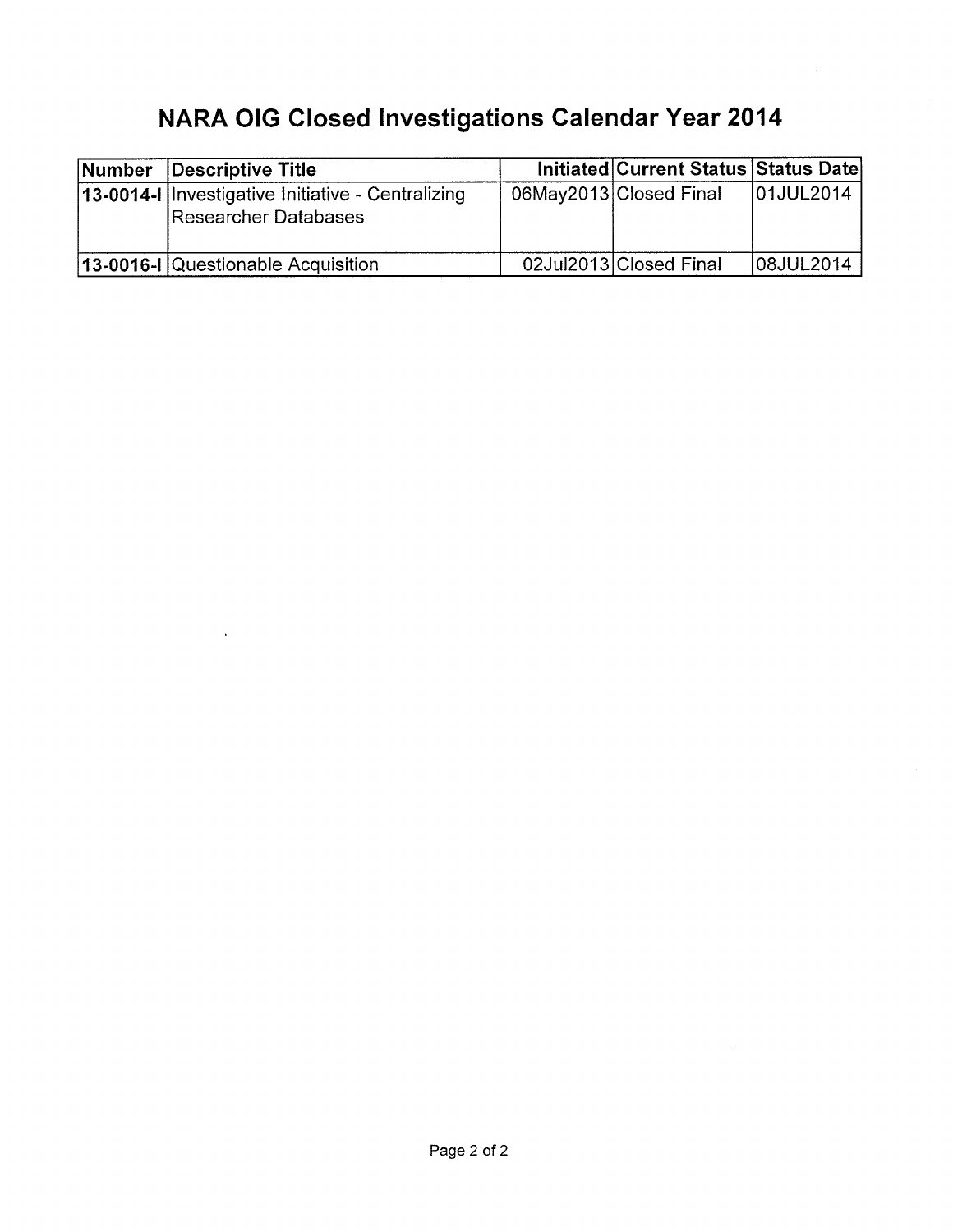# NARA OIG Closed Investigations Calendar Year 2014

| Number | Descriptive Title | Initiated | Current Status | Status Date |
|---|---|---|---|---|
| **13-0014-I** | Investigative Initiative - Centralizing Researcher Databases | 06May2013 | Closed Final | 01JUL2014 |
| **13-0016-I** | Questionable Acquisition | 02Jul2013 | Closed Final | 08JUL2014 |